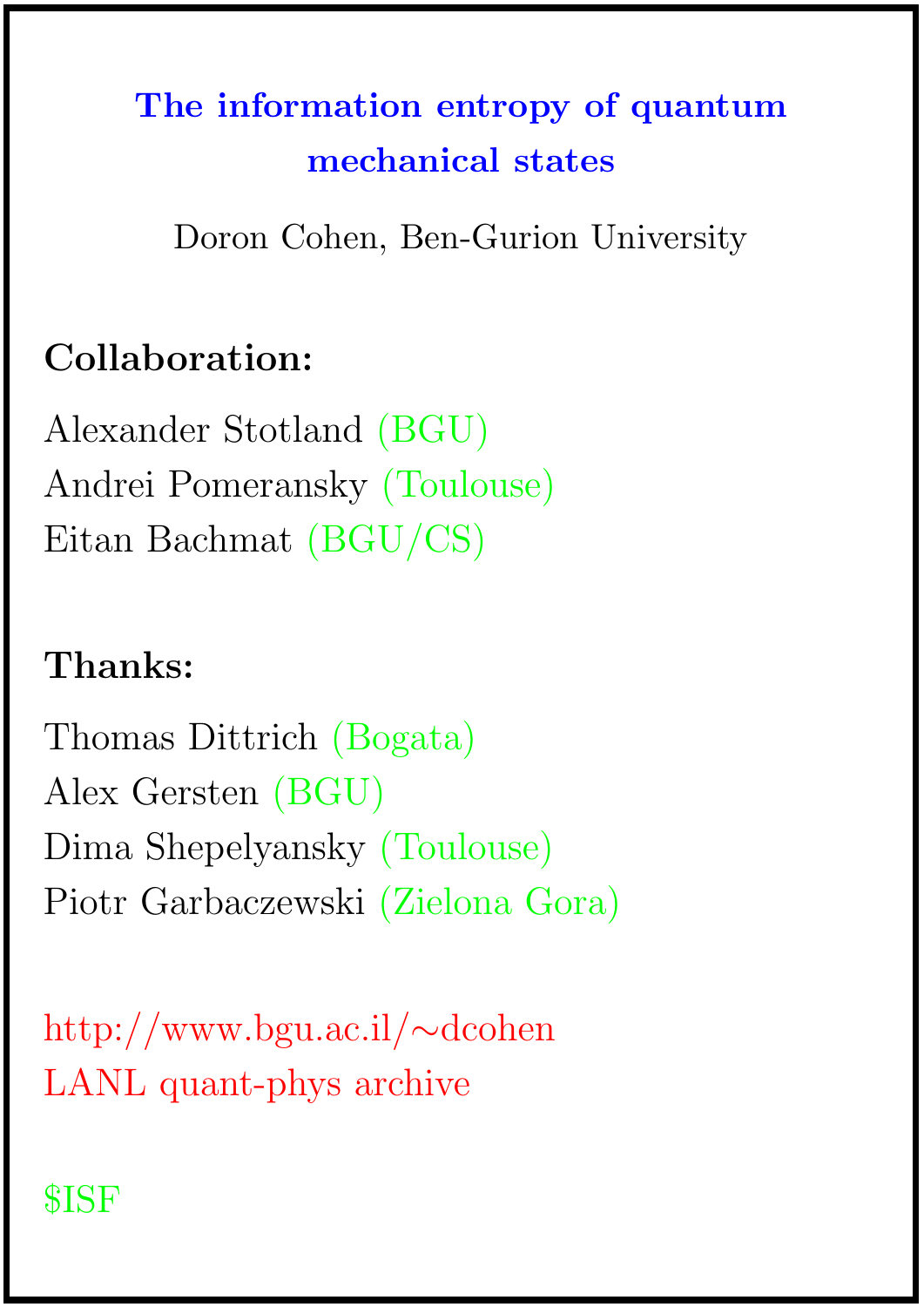# The information entropy of quantum mechanical states

Doron Cohen, Ben-Gurion University

**Collaboration:**

Alexander Stotland (BGU)
Andrei Pomeransky (Toulouse)
Eitan Bachmat (BGU/CS)

**Thanks:**

Thomas Dittrich (Bogata)
Alex Gersten (BGU)
Dima Shepelyansky (Toulouse)
Piotr Garbaczewski (Zielona Gora)

http://www.bgu.ac.il/~dcohen
LANL quant-phys archive

$ISF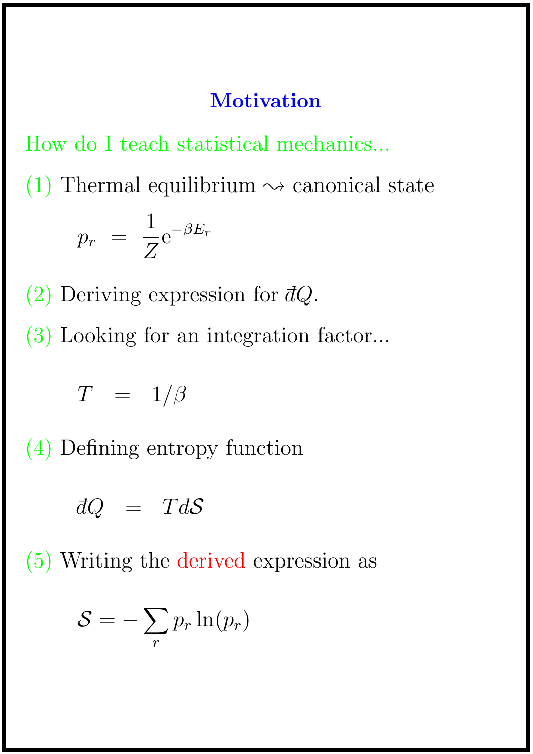## Motivation

How do I teach statistical mechanics...

(1) Thermal equilibrium $\rightsquigarrow$ canonical state

$$p_r \;=\; \frac{1}{Z}\mathrm{e}^{-\beta E_r}$$

(2) Deriving expression for $đQ$.

(3) Looking for an integration factor...

$$T \;=\; 1/\beta$$

(4) Defining entropy function

$$đQ \;=\; T d\mathcal{S}$$

(5) Writing the derived expression as

$$\mathcal{S} = -\sum_r p_r \ln(p_r)$$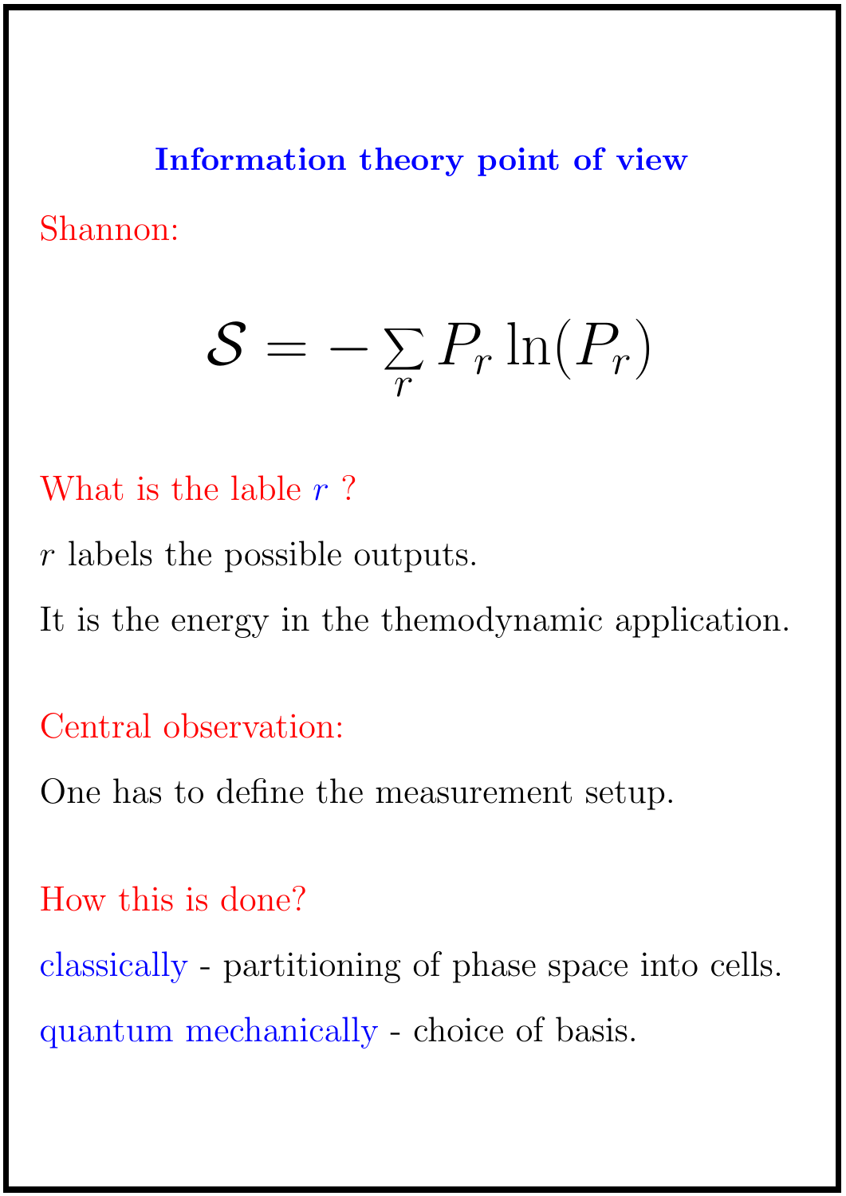## Information theory point of view

Shannon:

$$\mathcal{S} = -\sum_r P_r \ln(P_r)$$

What is the lable $r$ ?

$r$ labels the possible outputs.

It is the energy in the themodynamic application.

Central observation:

One has to define the measurement setup.

How this is done?

classically - partitioning of phase space into cells.

quantum mechanically - choice of basis.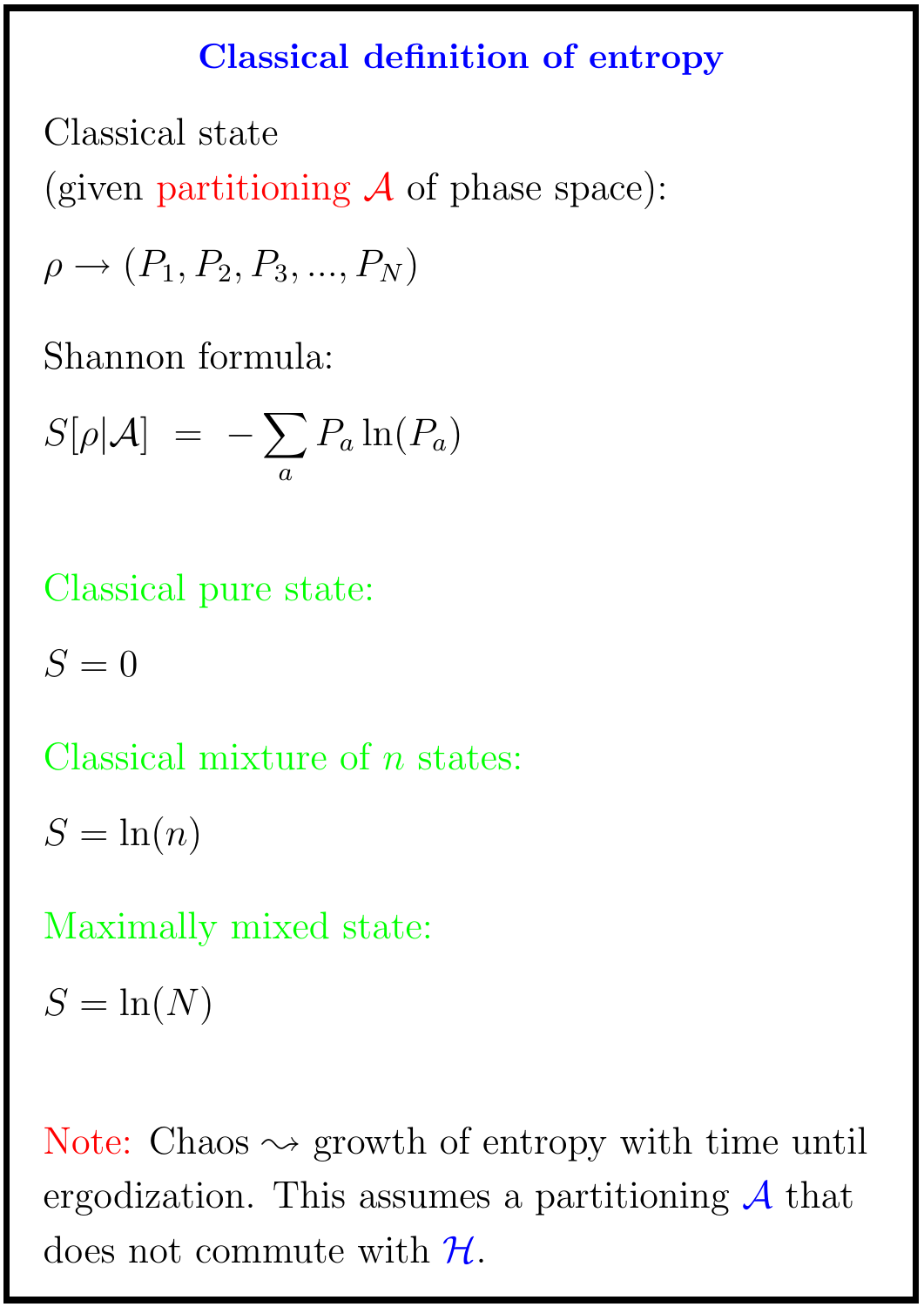## Classical definition of entropy

Classical state
(given partitioning $\mathcal{A}$ of phase space):

$\rho \rightarrow (P_1, P_2, P_3, ..., P_N)$

Shannon formula:

$$S[\rho|\mathcal{A}] \;=\; -\sum_a P_a \ln(P_a)$$

Classical pure state:

$S = 0$

Classical mixture of $n$ states:

$S = \ln(n)$

Maximally mixed state:

$S = \ln(N)$

Note: Chaos $\rightsquigarrow$ growth of entropy with time until ergodization. This assumes a partitioning $\mathcal{A}$ that does not commute with $\mathcal{H}$.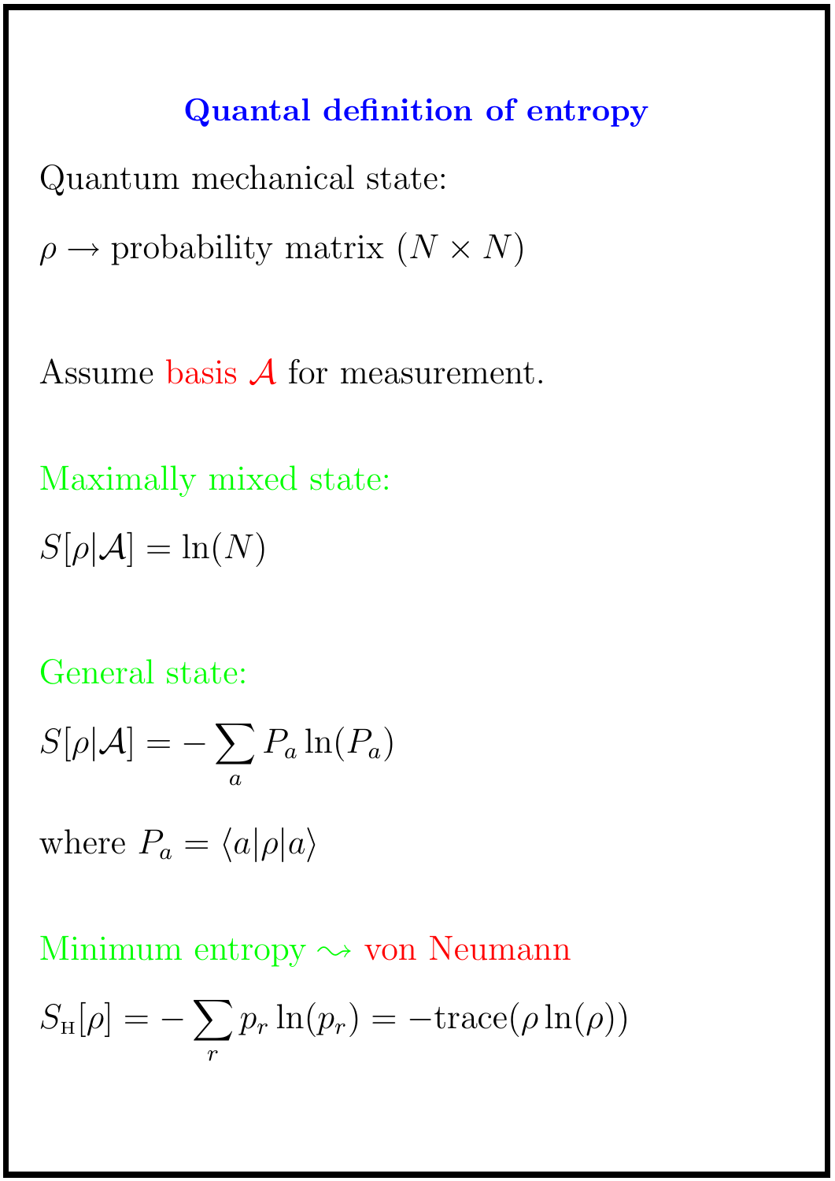## Quantal definition of entropy

Quantum mechanical state:

$\rho \rightarrow$ probability matrix $(N \times N)$

Assume basis $\mathcal{A}$ for measurement.

Maximally mixed state:

$S[\rho|\mathcal{A}] = \ln(N)$

General state:

$$S[\rho|\mathcal{A}] = -\sum_{a} P_a \ln(P_a)$$

where $P_a = \langle a|\rho|a\rangle$

Minimum entropy $\rightsquigarrow$ von Neumann

$$S_{\text{H}}[\rho] = -\sum_{r} p_r \ln(p_r) = -\text{trace}(\rho \ln(\rho))$$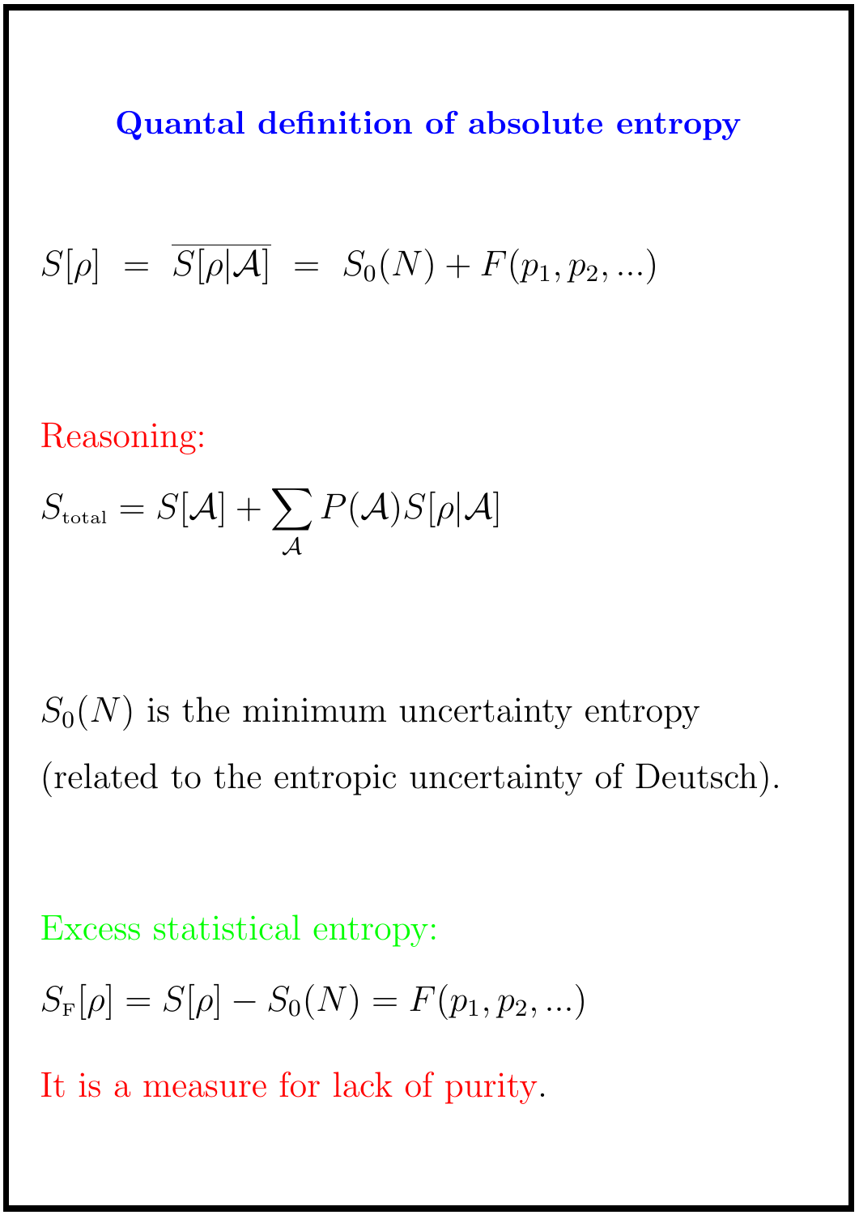## Quantal definition of absolute entropy

$$S[\rho] \ = \ \overline{S[\rho|\mathcal{A}]} \ = \ S_0(N) + F(p_1, p_2, ...)$$

Reasoning:

$$S_{\text{total}} = S[\mathcal{A}] + \sum_{\mathcal{A}} P(\mathcal{A}) S[\rho|\mathcal{A}]$$

$S_0(N)$ is the minimum uncertainty entropy (related to the entropic uncertainty of Deutsch).

Excess statistical entropy:

$$S_{\text{F}}[\rho] = S[\rho] - S_0(N) = F(p_1, p_2, ...)$$

It is a measure for lack of purity.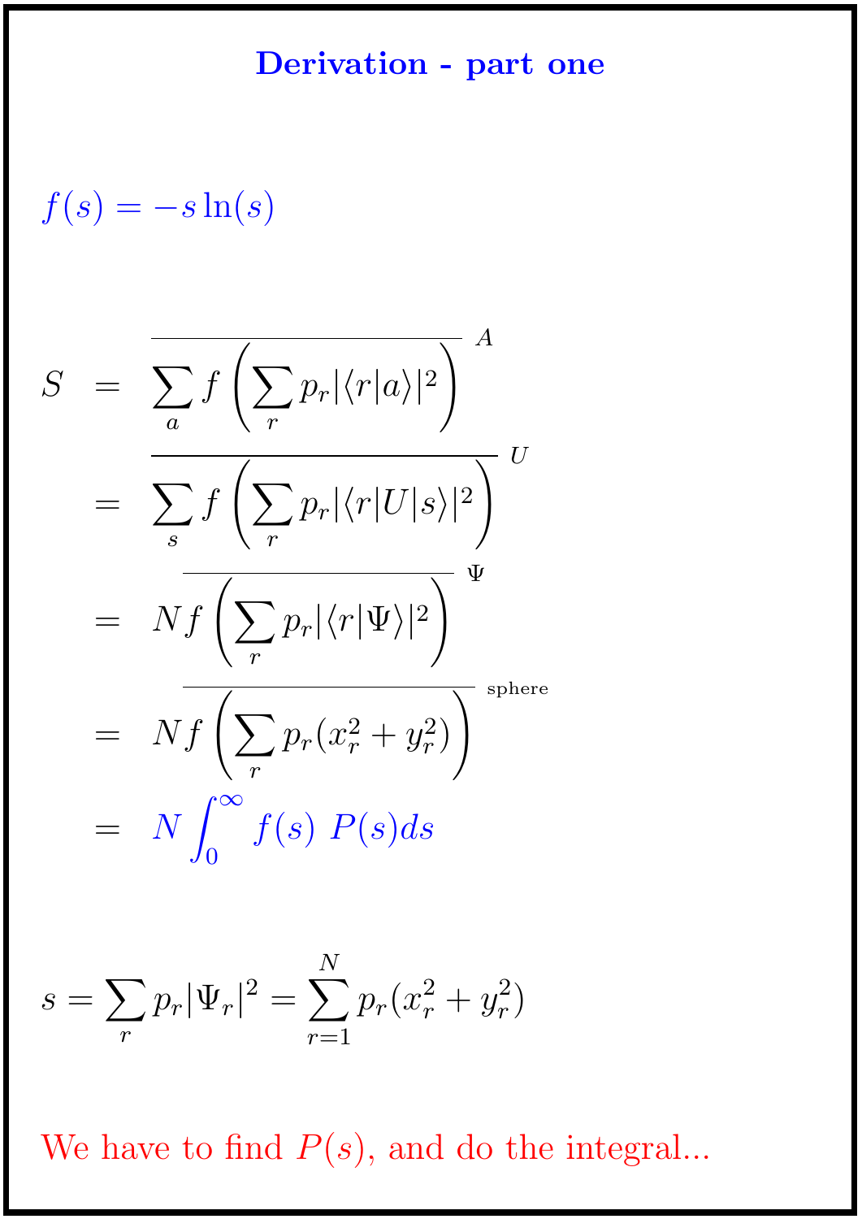## Derivation - part one

$f(s) = -s\ln(s)$

$$
\begin{aligned}
S &= \overline{\sum_a f\left(\sum_r p_r |\langle r|a\rangle|^2\right)}^{\,A} \\
&= \overline{\sum_s f\left(\sum_r p_r |\langle r|U|s\rangle|^2\right)}^{\,U} \\
&= \overline{N f\left(\sum_r p_r |\langle r|\Psi\rangle|^2\right)}^{\,\Psi} \\
&= \overline{N f\left(\sum_r p_r (x_r^2 + y_r^2)\right)}^{\,\text{sphere}} \\
&= N \int_0^\infty f(s)\ P(s) ds
\end{aligned}
$$

$$
s = \sum_r p_r |\Psi_r|^2 = \sum_{r=1}^{N} p_r (x_r^2 + y_r^2)
$$

We have to find $P(s)$, and do the integral...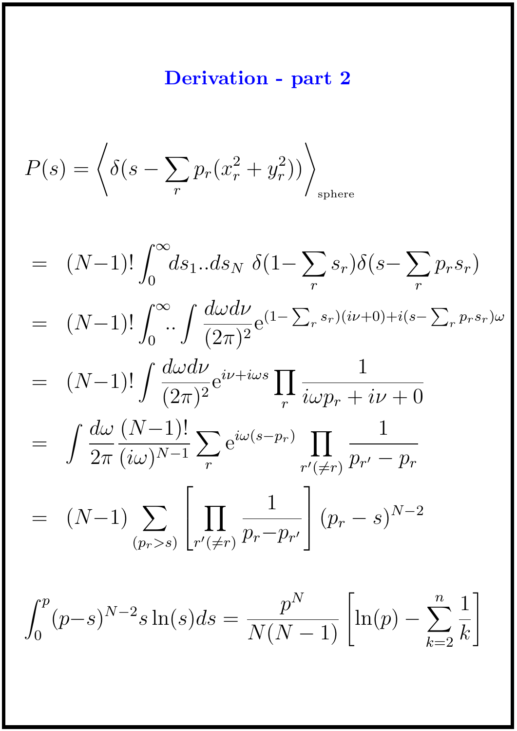## Derivation - part 2

$$P(s) = \left\langle \delta(s - \sum_r p_r(x_r^2 + y_r^2)) \right\rangle_{\text{sphere}}$$

$$\begin{aligned}
&= (N-1)! \int_0^\infty ds_1..ds_N \;\delta(1-\sum_r s_r)\delta(s-\sum_r p_r s_r) \\
&= (N-1)! \int_0^\infty .. \int \frac{d\omega d\nu}{(2\pi)^2} \mathrm{e}^{(1-\sum_r s_r)(i\nu+0)+i(s-\sum_r p_r s_r)\omega} \\
&= (N-1)! \int \frac{d\omega d\nu}{(2\pi)^2} \mathrm{e}^{i\nu+i\omega s} \prod_r \frac{1}{i\omega p_r + i\nu + 0} \\
&= \int \frac{d\omega}{2\pi} \frac{(N-1)!}{(i\omega)^{N-1}} \sum_r \mathrm{e}^{i\omega(s-p_r)} \prod_{r'(\neq r)} \frac{1}{p_{r'} - p_r} \\
&= (N-1) \sum_{(p_r>s)} \left[ \prod_{r'(\neq r)} \frac{1}{p_r - p_{r'}} \right] (p_r - s)^{N-2}
\end{aligned}$$

$$\int_0^p (p-s)^{N-2} s \ln(s) ds = \frac{p^N}{N(N-1)} \left[ \ln(p) - \sum_{k=2}^{n} \frac{1}{k} \right]$$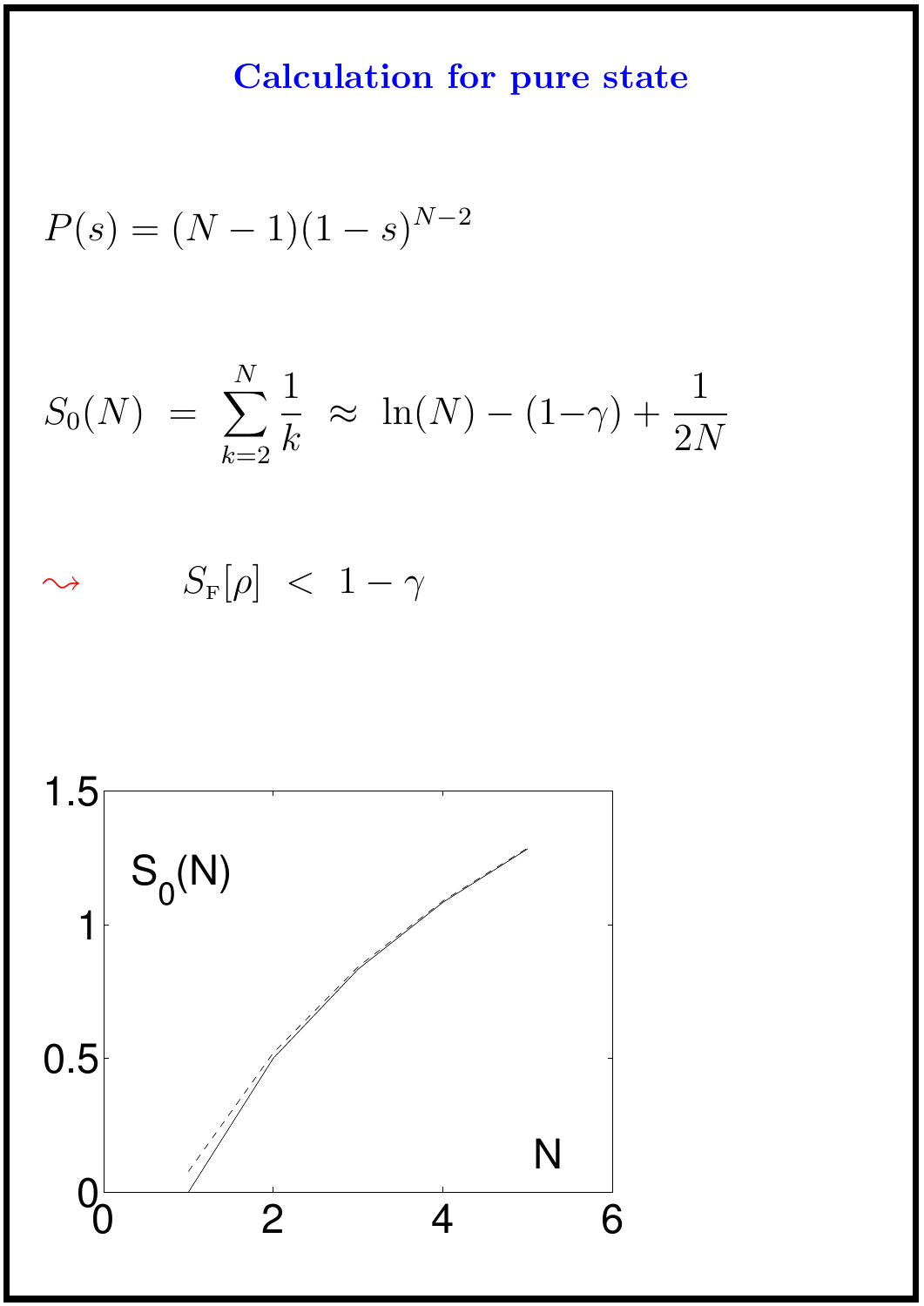# Calculation for pure state

$$P(s) = (N-1)(1-s)^{N-2}$$

$$S_0(N) \;=\; \sum_{k=2}^{N} \frac{1}{k} \;\approx\; \ln(N) - (1-\gamma) + \frac{1}{2N}$$

$\rightsquigarrow \qquad S_{\mathrm{F}}[\rho] \;<\; 1-\gamma$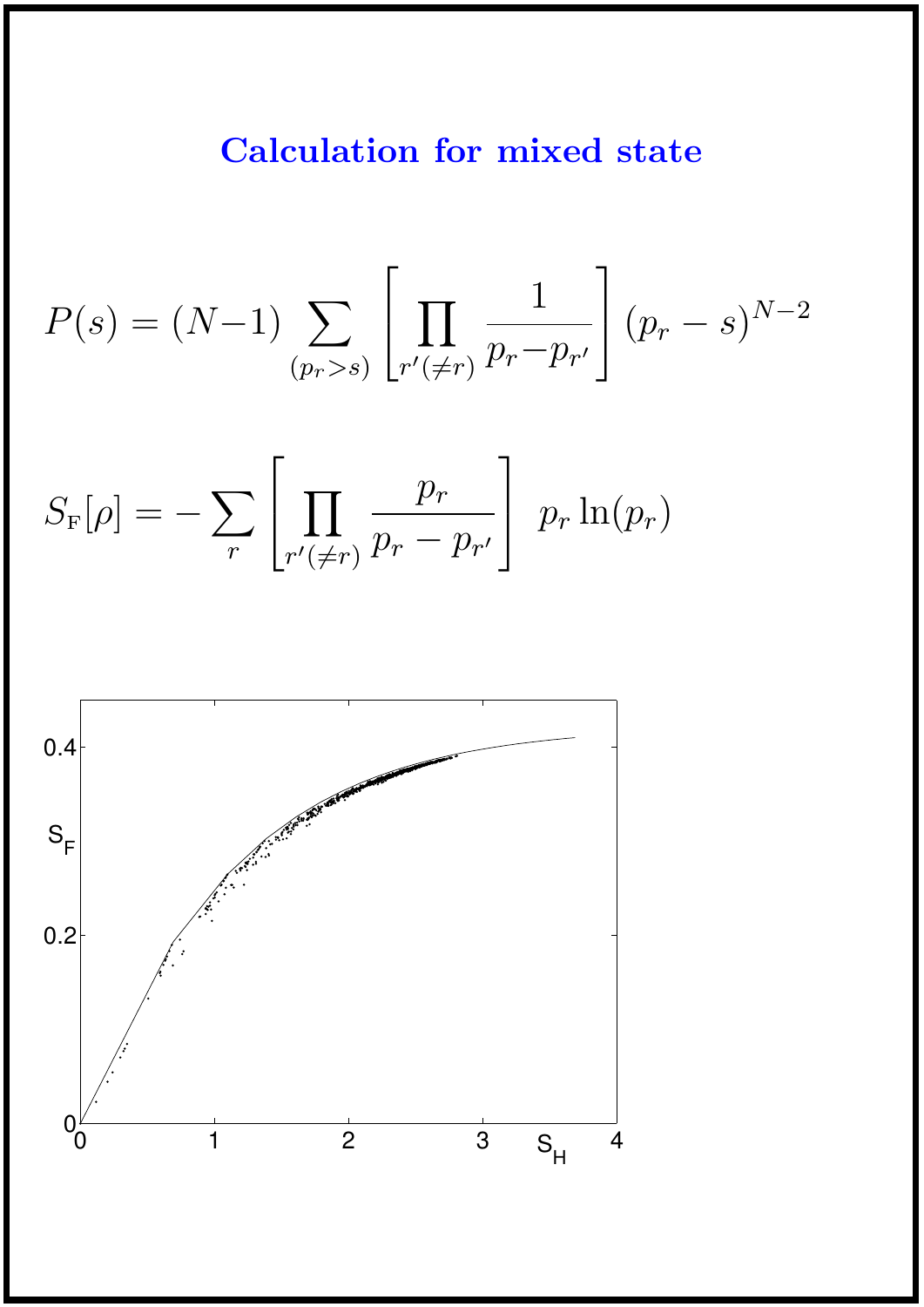## Calculation for mixed state

$$P(s) = (N-1) \sum_{(p_r > s)} \left[ \prod_{r'(\neq r)} \frac{1}{p_r - p_{r'}} \right] (p_r - s)^{N-2}$$

$$S_{\mathrm{F}}[\rho] = -\sum_r \left[ \prod_{r'(\neq r)} \frac{p_r}{p_r - p_{r'}} \right] \; p_r \ln(p_r)$$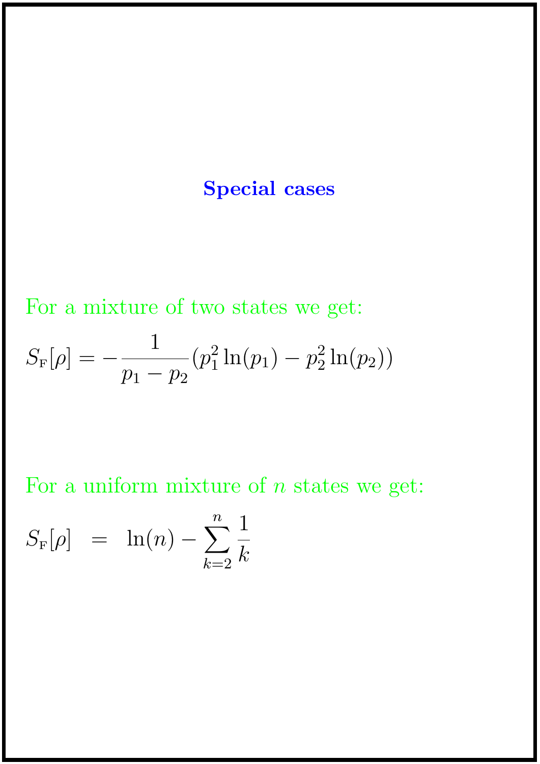## Special cases

For a mixture of two states we get:

$$S_{\mathrm{F}}[\rho] = -\frac{1}{p_1 - p_2}\left(p_1^2 \ln(p_1) - p_2^2 \ln(p_2)\right)$$

For a uniform mixture of $n$ states we get:

$$S_{\mathrm{F}}[\rho] \;\; = \;\; \ln(n) - \sum_{k=2}^{n} \frac{1}{k}$$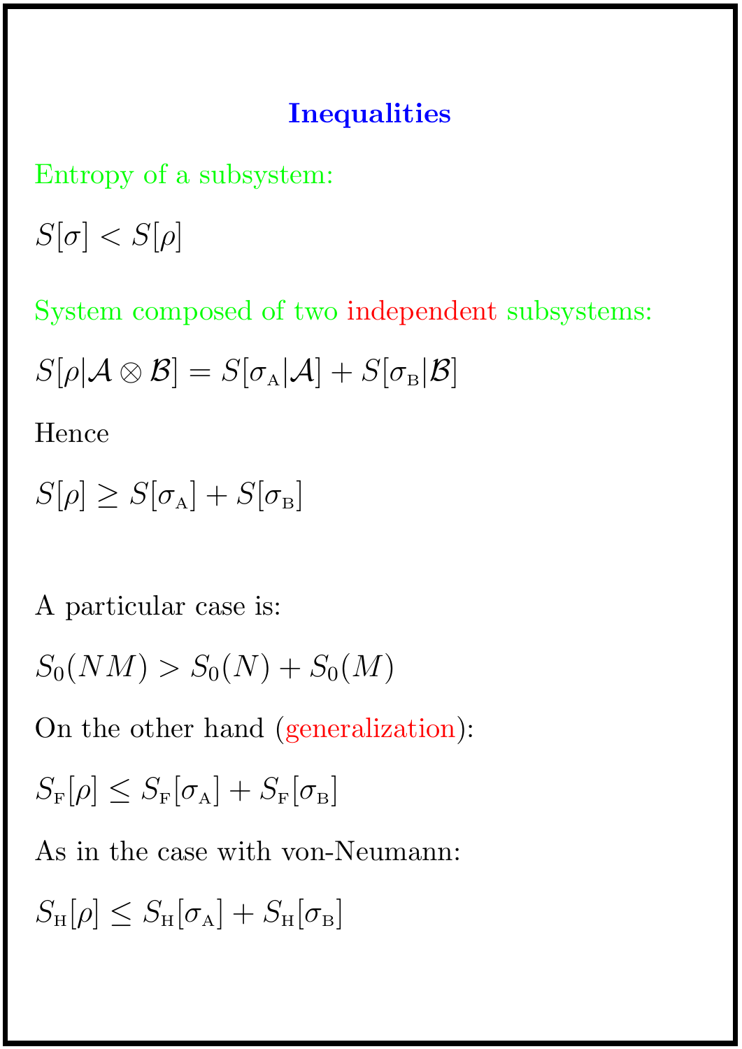## Inequalities

Entropy of a subsystem:

$$S[\sigma] < S[\rho]$$

System composed of two independent subsystems:

$$S[\rho|\mathcal{A} \otimes \mathcal{B}] = S[\sigma_{\mathrm{A}}|\mathcal{A}] + S[\sigma_{\mathrm{B}}|\mathcal{B}]$$

Hence

$$S[\rho] \geq S[\sigma_{\mathrm{A}}] + S[\sigma_{\mathrm{B}}]$$

A particular case is:

$$S_0(NM) > S_0(N) + S_0(M)$$

On the other hand (generalization):

$$S_{\mathrm{F}}[\rho] \leq S_{\mathrm{F}}[\sigma_{\mathrm{A}}] + S_{\mathrm{F}}[\sigma_{\mathrm{B}}]$$

As in the case with von-Neumann:

$$S_{\mathrm{H}}[\rho] \leq S_{\mathrm{H}}[\sigma_{\mathrm{A}}] + S_{\mathrm{H}}[\sigma_{\mathrm{B}}]$$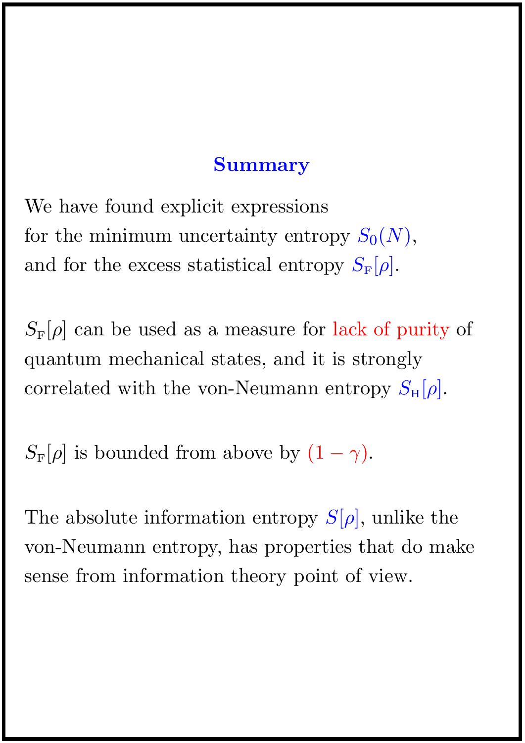## Summary

We have found explicit expressions
for the minimum uncertainty entropy $S_0(N)$,
and for the excess statistical entropy $S_{\mathrm{F}}[\rho]$.

$S_{\mathrm{F}}[\rho]$ can be used as a measure for lack of purity of quantum mechanical states, and it is strongly correlated with the von-Neumann entropy $S_{\mathrm{H}}[\rho]$.

$S_{\mathrm{F}}[\rho]$ is bounded from above by $(1-\gamma)$.

The absolute information entropy $S[\rho]$, unlike the von-Neumann entropy, has properties that do make sense from information theory point of view.